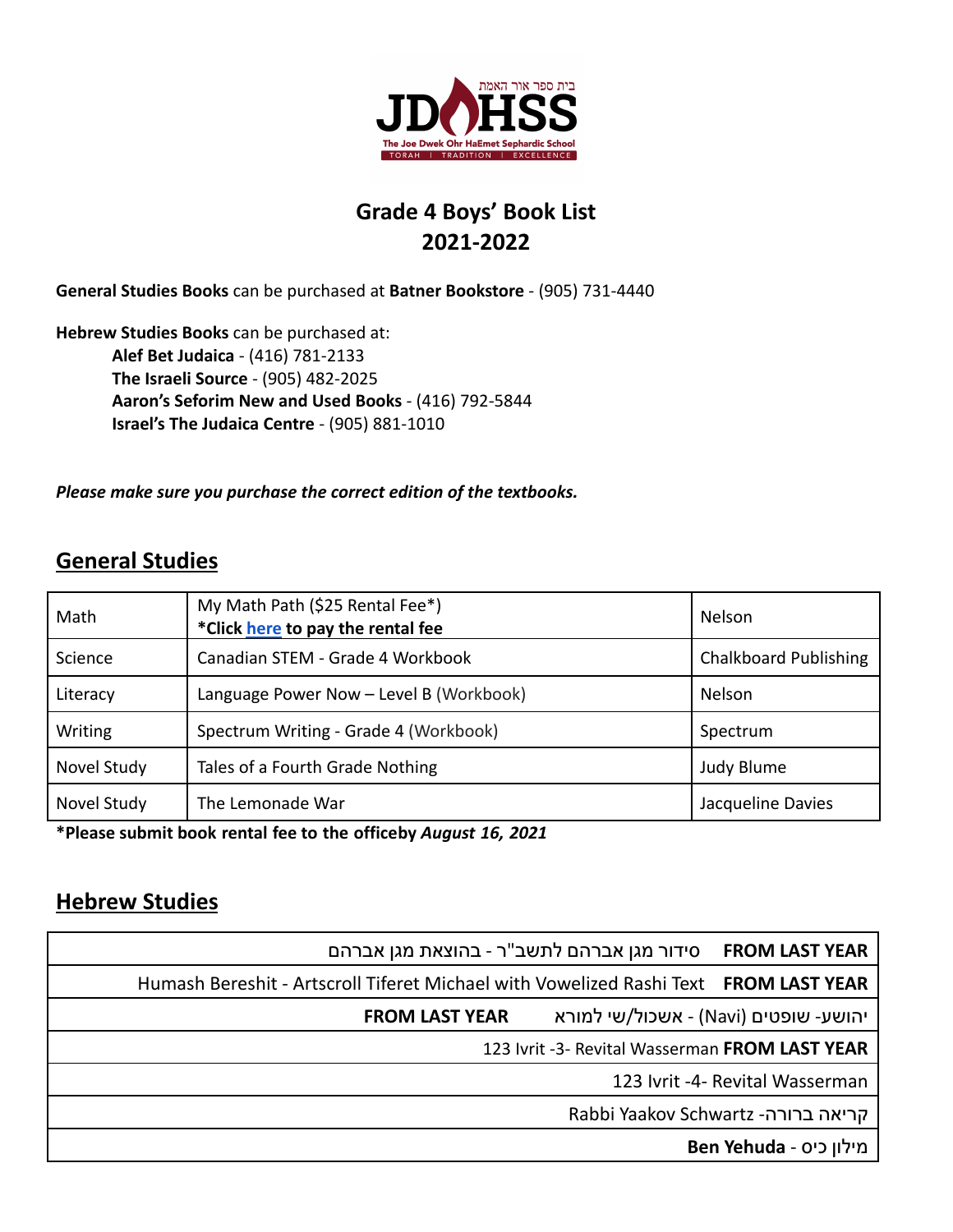# Grade 4 Boys' Book List
# 2021-2022

**General Studies Books** can be purchased at **Batner Bookstore** - (905) 731-4440

**Hebrew Studies Books** can be purchased at:

- **Alef Bet Judaica** - (416) 781-2133
- **The Israeli Source** - (905) 482-2025
- **Aaron's Seforim New and Used Books** - (416) 792-5844
- **Israel's The Judaica Centre** - (905) 881-1010

***Please make sure you purchase the correct edition of the textbooks.***

## General Studies

| | | |
|---|---|---|
| Math | My Math Path ($25 Rental Fee*)<br>**\*Click here to pay the rental fee** | Nelson |
| Science | Canadian STEM - Grade 4 Workbook | Chalkboard Publishing |
| Literacy | Language Power Now – Level B (Workbook) | Nelson |
| Writing | Spectrum Writing - Grade 4 (Workbook) | Spectrum |
| Novel Study | Tales of a Fourth Grade Nothing | Judy Blume |
| Novel Study | The Lemonade War | Jacqueline Davies |

**\*Please submit book rental fee to the officeby *August 16, 2021***

## Hebrew Studies

| |
|---|
| סידור מגן אברהם לתשב"ר - בהוצאת מגן אברהם **FROM LAST YEAR** |
| Humash Bereshit - Artscroll Tiferet Michael with Vowelized Rashi Text **FROM LAST YEAR** |
| יהושע- שופטים (Navi) - אשכול/שי למורא **FROM LAST YEAR** |
| 123 Ivrit -3- Revital Wasserman **FROM LAST YEAR** |
| 123 Ivrit -4- Revital Wasserman |
| קריאה ברורה- Rabbi Yaakov Schwartz |
| מילון כיס - **Ben Yehuda** |